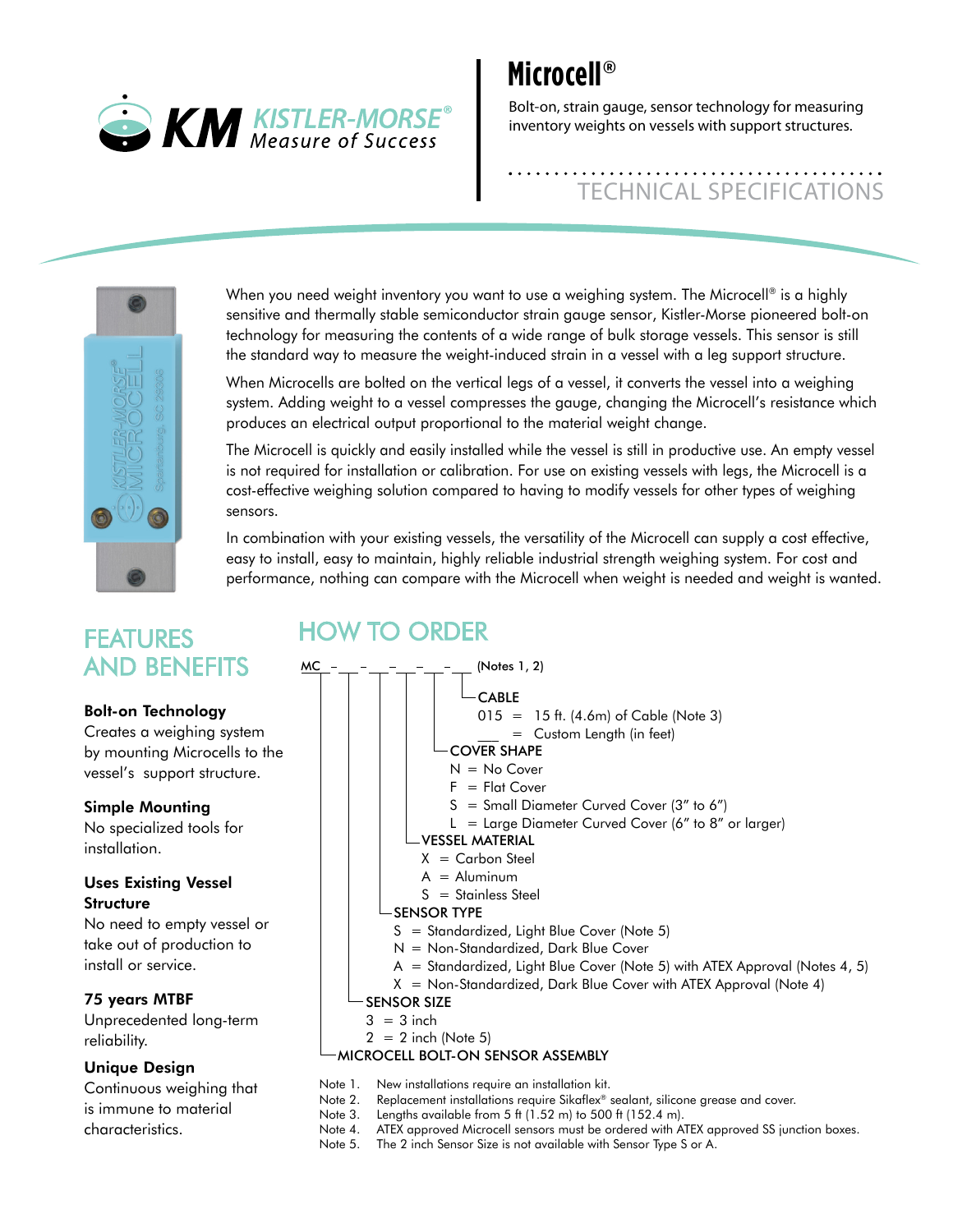# Microcell®

Bolt-on, strain gauge, sensor technology for measuring inventory weights on vessels with support structures.

TECHNICAL SPECIFICATIONS

When you need weight inventory you want to use a weighing system. The Microcell® is a highly sensitive and thermally stable semiconductor strain gauge sensor, Kistler-Morse pioneered bolt-on technology for measuring the contents of a wide range of bulk storage vessels. This sensor is still the standard way to measure the weight-induced strain in a vessel with a leg support structure.

When Microcells are bolted on the vertical legs of a vessel, it converts the vessel into a weighing system. Adding weight to a vessel compresses the gauge, changing the Microcell's resistance which produces an electrical output proportional to the material weight change.

The Microcell is quickly and easily installed while the vessel is still in productive use. An empty vessel is not required for installation or calibration. For use on existing vessels with legs, the Microcell is a cost-effective weighing solution compared to having to modify vessels for other types of weighing sensors.

In combination with your existing vessels, the versatility of the Microcell can supply a cost effective, easy to install, easy to maintain, highly reliable industrial strength weighing system. For cost and performance, nothing can compare with the Microcell when weight is needed and weight is wanted.

## FEATURES AND BENEFITS

**Bolt-on Technology**
Creates a weighing system by mounting Microcells to the vessel's support structure.

**Simple Mounting**
No specialized tools for installation.

**Uses Existing Vessel Structure**
No need to empty vessel or take out of production to install or service.

**75 years MTBF**
Unprecedented long-term reliability.

**Unique Design**
Continuous weighing that is immune to material characteristics.

## HOW TO ORDER

MC – \_\_ – \_\_ – \_\_ – \_\_ – \_\_ (Notes 1, 2)

**CABLE**
- 015 = 15 ft. (4.6m) of Cable (Note 3)
- \_\_\_ = Custom Length (in feet)

**COVER SHAPE**
- N = No Cover
- F = Flat Cover
- S = Small Diameter Curved Cover (3" to 6")
- L = Large Diameter Curved Cover (6" to 8" or larger)

**VESSEL MATERIAL**
- X = Carbon Steel
- A = Aluminum
- S = Stainless Steel

**SENSOR TYPE**
- S = Standardized, Light Blue Cover (Note 5)
- N = Non-Standardized, Dark Blue Cover
- A = Standardized, Light Blue Cover (Note 5) with ATEX Approval (Notes 4, 5)
- X = Non-Standardized, Dark Blue Cover with ATEX Approval (Note 4)

**SENSOR SIZE**
- 3 = 3 inch
- 2 = 2 inch (Note 5)

**MICROCELL BOLT-ON SENSOR ASSEMBLY**

Note 1. New installations require an installation kit.
Note 2. Replacement installations require Sikaflex® sealant, silicone grease and cover.
Note 3. Lengths available from 5 ft (1.52 m) to 500 ft (152.4 m).
Note 4. ATEX approved Microcell sensors must be ordered with ATEX approved SS junction boxes.
Note 5. The 2 inch Sensor Size is not available with Sensor Type S or A.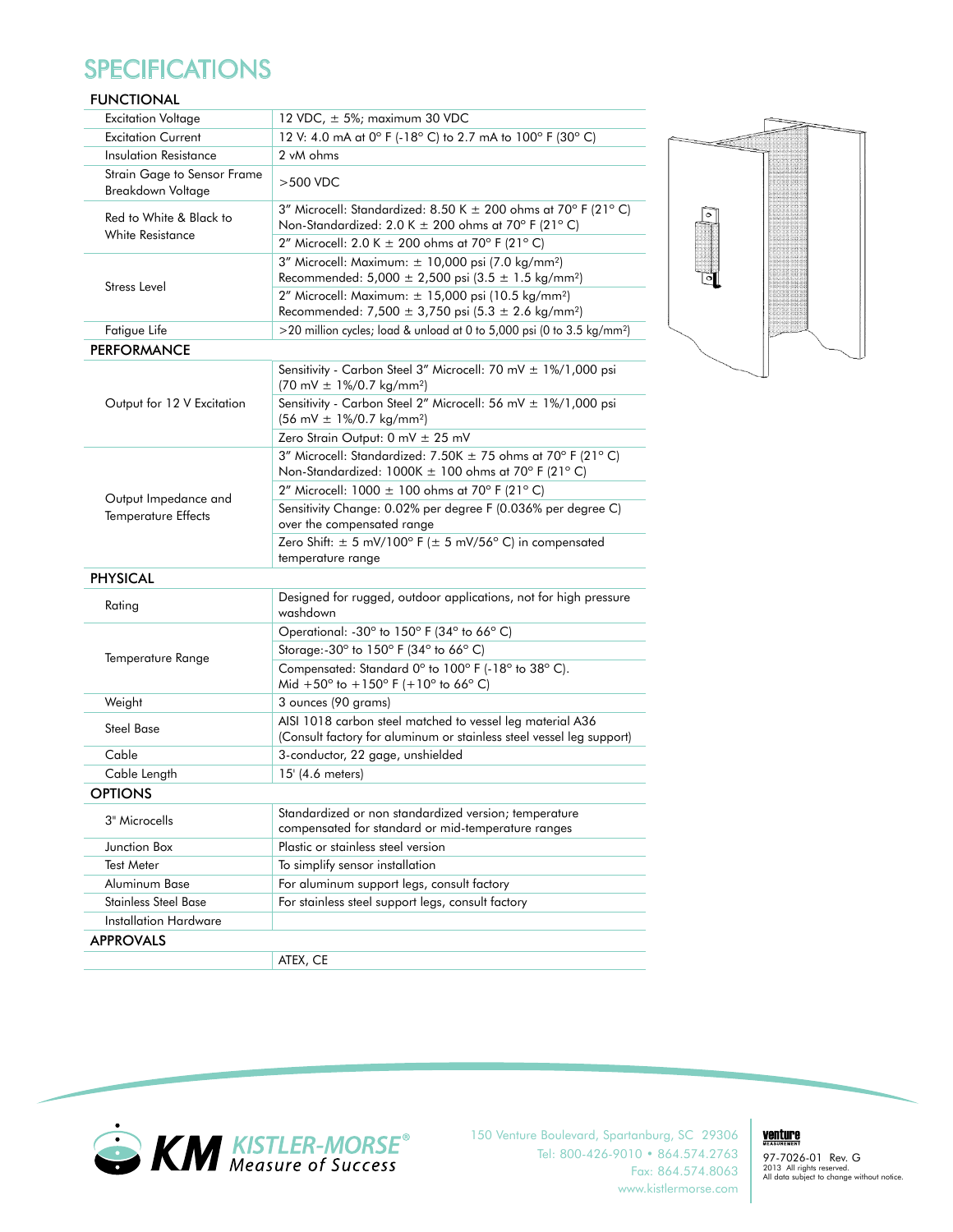# SPECIFICATIONS

## FUNCTIONAL

| | |
|---|---|
| Excitation Voltage | 12 VDC, ± 5%; maximum 30 VDC |
| Excitation Current | 12 V: 4.0 mA at 0° F (-18° C) to 2.7 mA to 100° F (30° C) |
| Insulation Resistance | 2 vM ohms |
| Strain Gage to Sensor Frame Breakdown Voltage | >500 VDC |
| Red to White & Black to White Resistance | 3" Microcell: Standardized: 8.50 K ± 200 ohms at 70° F (21° C) Non-Standardized: 2.0 K ± 200 ohms at 70° F (21° C) |
| | 2" Microcell: 2.0 K ± 200 ohms at 70° F (21° C) |
| Stress Level | 3" Microcell: Maximum: ± 10,000 psi (7.0 kg/mm²) Recommended: 5,000 ± 2,500 psi (3.5 ± 1.5 kg/mm²) |
| | 2" Microcell: Maximum: ± 15,000 psi (10.5 kg/mm²) Recommended: 7,500 ± 3,750 psi (5.3 ± 2.6 kg/mm²) |
| Fatigue Life | >20 million cycles; load & unload at 0 to 5,000 psi (0 to 3.5 kg/mm²) |

## PERFORMANCE

| | |
|---|---|
| Output for 12 V Excitation | Sensitivity - Carbon Steel 3" Microcell: 70 mV ± 1%/1,000 psi (70 mV ± 1%/0.7 kg/mm²) |
| | Sensitivity - Carbon Steel 2" Microcell: 56 mV ± 1%/1,000 psi (56 mV ± 1%/0.7 kg/mm²) |
| | Zero Strain Output: 0 mV ± 25 mV |
| Output Impedance and Temperature Effects | 3" Microcell: Standardized: 7.50K ± 75 ohms at 70° F (21° C) Non-Standardized: 1000K ± 100 ohms at 70° F (21° C) |
| | 2" Microcell: 1000 ± 100 ohms at 70° F (21° C) |
| | Sensitivity Change: 0.02% per degree F (0.036% per degree C) over the compensated range |
| | Zero Shift: ± 5 mV/100° F (± 5 mV/56° C) in compensated temperature range |

## PHYSICAL

| | |
|---|---|
| Rating | Designed for rugged, outdoor applications, not for high pressure washdown |
| Temperature Range | Operational: -30° to 150° F (34° to 66° C) |
| | Storage:-30° to 150° F (34° to 66° C) |
| | Compensated: Standard 0° to 100° F (-18° to 38° C). Mid +50° to +150° F (+10° to 66° C) |
| Weight | 3 ounces (90 grams) |
| Steel Base | AISI 1018 carbon steel matched to vessel leg material A36 (Consult factory for aluminum or stainless steel vessel leg support) |
| Cable | 3-conductor, 22 gage, unshielded |
| Cable Length | 15' (4.6 meters) |

## OPTIONS

| | |
|---|---|
| 3" Microcells | Standardized or non standardized version; temperature compensated for standard or mid-temperature ranges |
| Junction Box | Plastic or stainless steel version |
| Test Meter | To simplify sensor installation |
| Aluminum Base | For aluminum support legs, consult factory |
| Stainless Steel Base | For stainless steel support legs, consult factory |
| Installation Hardware | |

## APPROVALS

| | |
|---|---|
| | ATEX, CE |

KM KISTLER-MORSE® Measure of Success

150 Venture Boulevard, Spartanburg, SC 29306
Tel: 800-426-9010 • 864.574.2763
Fax: 864.574.8063
www.kistlermorse.com

venture MEASUREMENT

97-7026-01 Rev. G
2013 All rights reserved.
All data subject to change without notice.